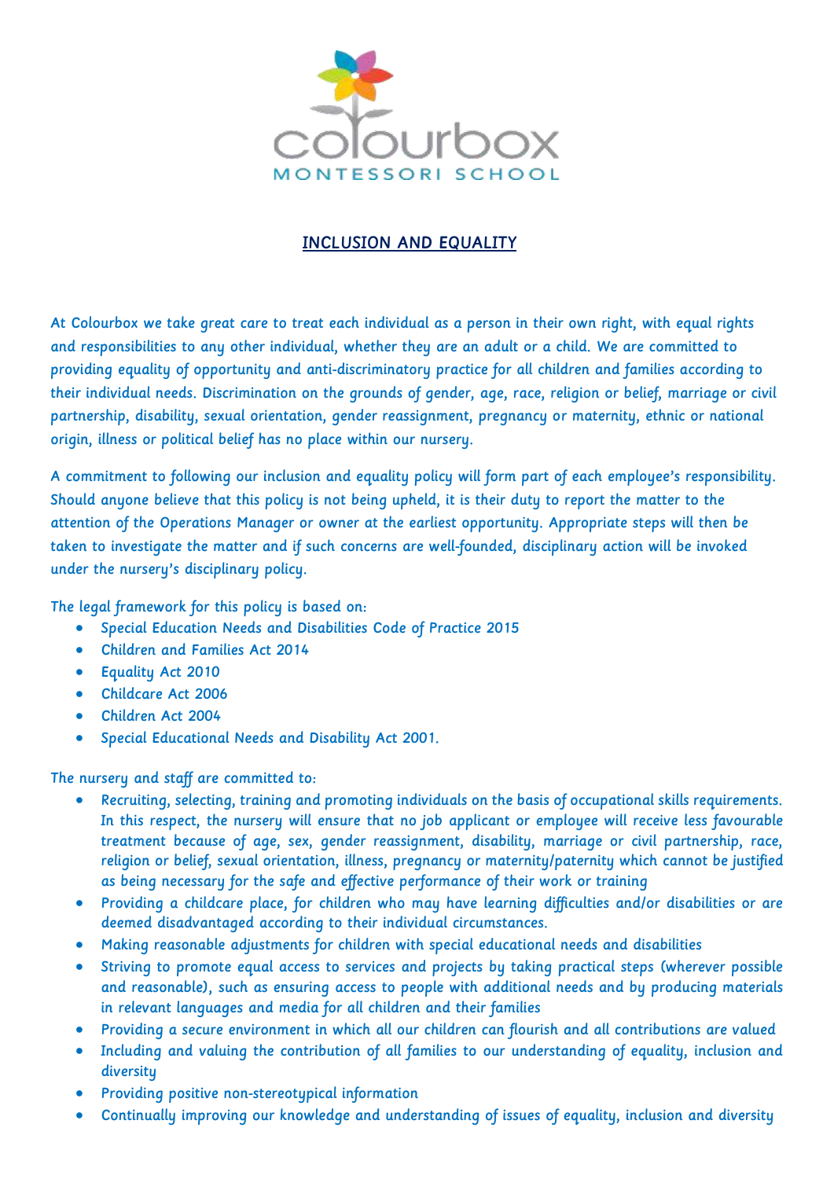colourbox
MONTESSORI SCHOOL

# INCLUSION AND EQUALITY

At Colourbox we take great care to treat each individual as a person in their own right, with equal rights and responsibilities to any other individual, whether they are an adult or a child. We are committed to providing equality of opportunity and anti-discriminatory practice for all children and families according to their individual needs. Discrimination on the grounds of gender, age, race, religion or belief, marriage or civil partnership, disability, sexual orientation, gender reassignment, pregnancy or maternity, ethnic or national origin, illness or political belief has no place within our nursery.

A commitment to following our inclusion and equality policy will form part of each employee's responsibility. Should anyone believe that this policy is not being upheld, it is their duty to report the matter to the attention of the Operations Manager or owner at the earliest opportunity. Appropriate steps will then be taken to investigate the matter and if such concerns are well-founded, disciplinary action will be invoked under the nursery's disciplinary policy.

The legal framework for this policy is based on:

- Special Education Needs and Disabilities Code of Practice 2015
- Children and Families Act 2014
- Equality Act 2010
- Childcare Act 2006
- Children Act 2004
- Special Educational Needs and Disability Act 2001.

The nursery and staff are committed to:

- Recruiting, selecting, training and promoting individuals on the basis of occupational skills requirements. In this respect, the nursery will ensure that no job applicant or employee will receive less favourable treatment because of age, sex, gender reassignment, disability, marriage or civil partnership, race, religion or belief, sexual orientation, illness, pregnancy or maternity/paternity which cannot be justified as being necessary for the safe and effective performance of their work or training
- Providing a childcare place, for children who may have learning difficulties and/or disabilities or are deemed disadvantaged according to their individual circumstances.
- Making reasonable adjustments for children with special educational needs and disabilities
- Striving to promote equal access to services and projects by taking practical steps (wherever possible and reasonable), such as ensuring access to people with additional needs and by producing materials in relevant languages and media for all children and their families
- Providing a secure environment in which all our children can flourish and all contributions are valued
- Including and valuing the contribution of all families to our understanding of equality, inclusion and diversity
- Providing positive non-stereotypical information
- Continually improving our knowledge and understanding of issues of equality, inclusion and diversity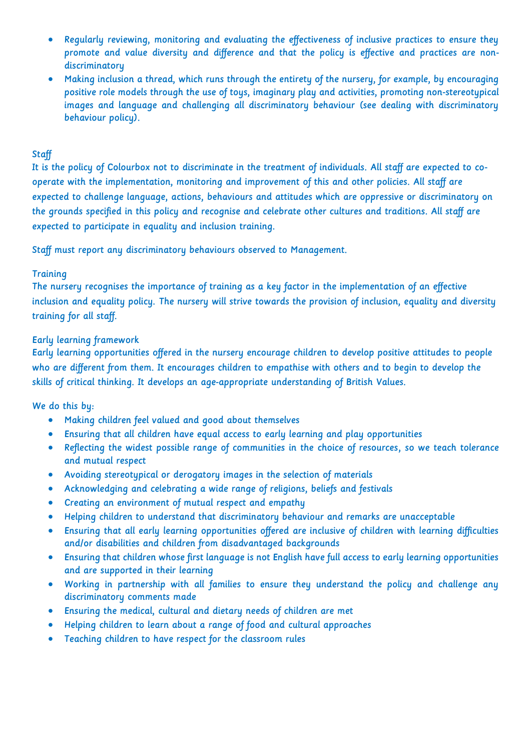- Regularly reviewing, monitoring and evaluating the effectiveness of inclusive practices to ensure they promote and value diversity and difference and that the policy is effective and practices are non-discriminatory
- Making inclusion a thread, which runs through the entirety of the nursery, for example, by encouraging positive role models through the use of toys, imaginary play and activities, promoting non-stereotypical images and language and challenging all discriminatory behaviour (see dealing with discriminatory behaviour policy).

### Staff

It is the policy of Colourbox not to discriminate in the treatment of individuals. All staff are expected to co-operate with the implementation, monitoring and improvement of this and other policies. All staff are expected to challenge language, actions, behaviours and attitudes which are oppressive or discriminatory on the grounds specified in this policy and recognise and celebrate other cultures and traditions. All staff are expected to participate in equality and inclusion training.

Staff must report any discriminatory behaviours observed to Management.

### Training

The nursery recognises the importance of training as a key factor in the implementation of an effective inclusion and equality policy. The nursery will strive towards the provision of inclusion, equality and diversity training for all staff.

### Early learning framework

Early learning opportunities offered in the nursery encourage children to develop positive attitudes to people who are different from them. It encourages children to empathise with others and to begin to develop the skills of critical thinking. It develops an age-appropriate understanding of British Values.

We do this by:

- Making children feel valued and good about themselves
- Ensuring that all children have equal access to early learning and play opportunities
- Reflecting the widest possible range of communities in the choice of resources, so we teach tolerance and mutual respect
- Avoiding stereotypical or derogatory images in the selection of materials
- Acknowledging and celebrating a wide range of religions, beliefs and festivals
- Creating an environment of mutual respect and empathy
- Helping children to understand that discriminatory behaviour and remarks are unacceptable
- Ensuring that all early learning opportunities offered are inclusive of children with learning difficulties and/or disabilities and children from disadvantaged backgrounds
- Ensuring that children whose first language is not English have full access to early learning opportunities and are supported in their learning
- Working in partnership with all families to ensure they understand the policy and challenge any discriminatory comments made
- Ensuring the medical, cultural and dietary needs of children are met
- Helping children to learn about a range of food and cultural approaches
- Teaching children to have respect for the classroom rules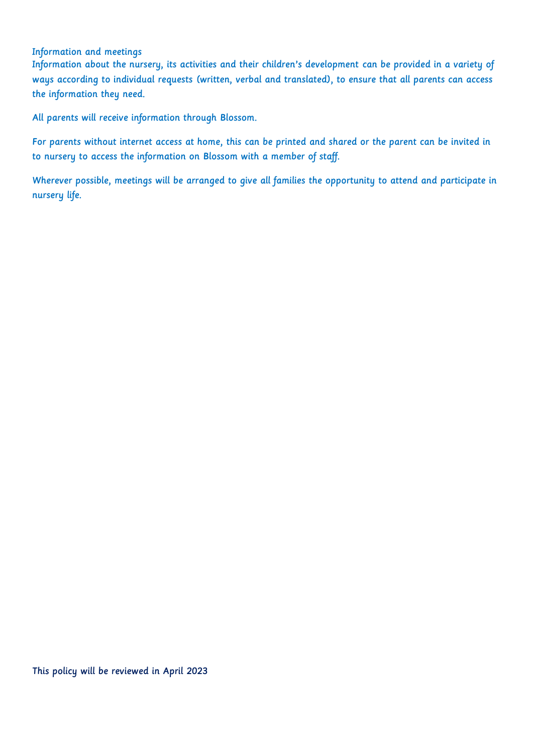## Information and meetings

Information about the nursery, its activities and their children's development can be provided in a variety of ways according to individual requests (written, verbal and translated), to ensure that all parents can access the information they need.

All parents will receive information through Blossom.

For parents without internet access at home, this can be printed and shared or the parent can be invited in to nursery to access the information on Blossom with a member of staff.

Wherever possible, meetings will be arranged to give all families the opportunity to attend and participate in nursery life.

This policy will be reviewed in April 2023